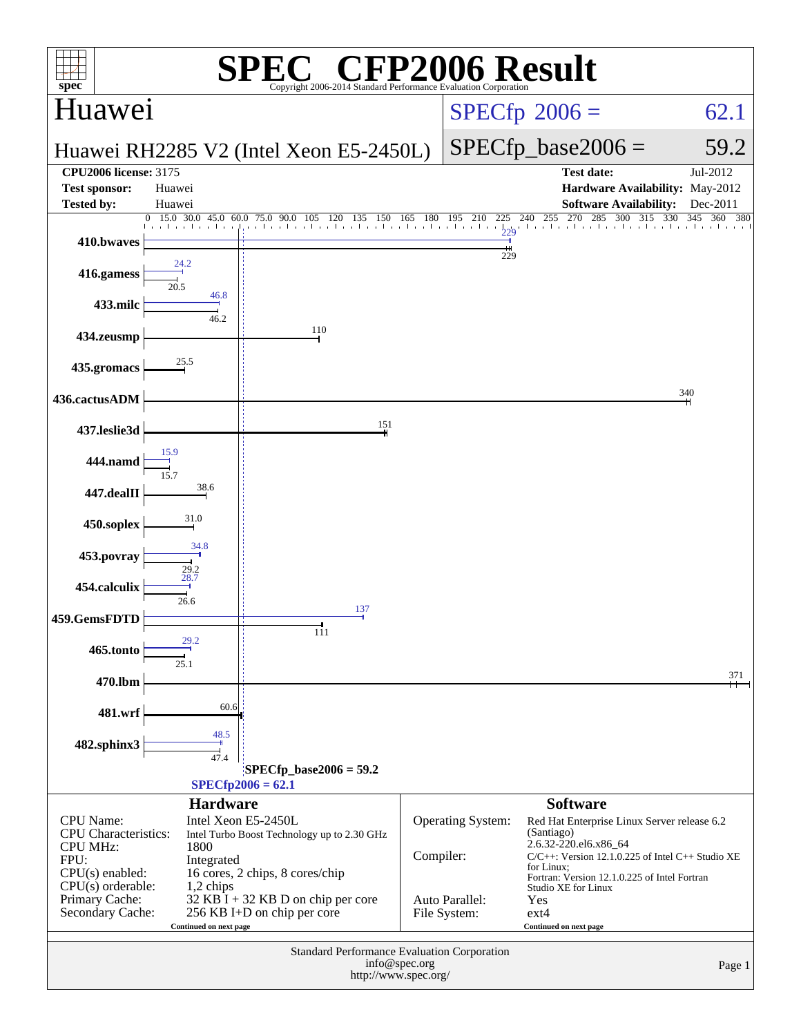# SPEC CFP2006 Result

Copyright 2006-2014 Standard Performance Evaluation Corporation

## Huawei

**Huawei RH2285 V2 (Intel Xeon E5-2450L)**

SPECfp 2006 = 62.1

SPECfp_base2006 = 59.2

| | | | |
|---|---|---|---|
| **CPU2006 license:** 3175 | | **Test date:** | Jul-2012 |
| **Test sponsor:** | Huawei | **Hardware Availability:** | May-2012 |
| **Tested by:** | Huawei | **Software Availability:** | Dec-2011 |

| Benchmark | Peak | Base |
|---|---|---|
| 410.bwaves | 229 | 229 |
| 416.gamess | 24.2 | 20.5 |
| 433.milc | 46.8 | 46.2 |
| 434.zeusmp | | 110 |
| 435.gromacs | | 25.5 |
| 436.cactusADM | | 340 |
| 437.leslie3d | | 151 |
| 444.namd | 15.9 | 15.7 |
| 447.dealII | | 38.6 |
| 450.soplex | | 31.0 |
| 453.povray | 34.8 | 29.2 |
| 454.calculix | 28.7 | 26.6 |
| 459.GemsFDTD | 137 | 111 |
| 465.tonto | 29.2 | 25.1 |
| 470.lbm | | 371 |
| 481.wrf | | 60.6 |
| 482.sphinx3 | 48.5 | 47.4 |

SPECfp_base2006 = 59.2

SPECfp2006 = 62.1

### Hardware

| | |
|---|---|
| CPU Name: | Intel Xeon E5-2450L |
| CPU Characteristics: | Intel Turbo Boost Technology up to 2.30 GHz |
| CPU MHz: | 1800 |
| FPU: | Integrated |
| CPU(s) enabled: | 16 cores, 2 chips, 8 cores/chip |
| CPU(s) orderable: | 1,2 chips |
| Primary Cache: | 32 KB I + 32 KB D on chip per core |
| Secondary Cache: | 256 KB I+D on chip per core |

Continued on next page

### Software

| | |
|---|---|
| Operating System: | Red Hat Enterprise Linux Server release 6.2 (Santiago) 2.6.32-220.el6.x86_64 |
| Compiler: | C/C++: Version 12.1.0.225 of Intel C++ Studio XE for Linux; Fortran: Version 12.1.0.225 of Intel Fortran Studio XE for Linux |
| Auto Parallel: | Yes |
| File System: | ext4 |

Continued on next page

Standard Performance Evaluation Corporation
info@spec.org
http://www.spec.org/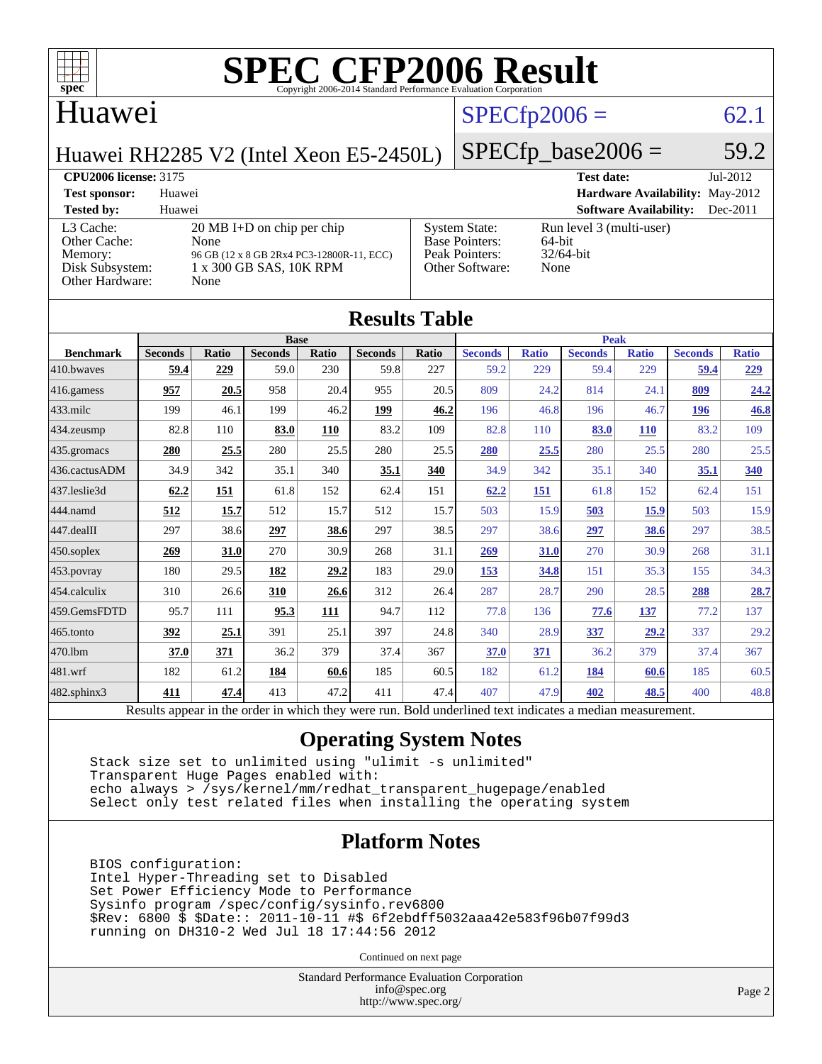# SPEC CFP2006 Result

Copyright 2006-2014 Standard Performance Evaluation Corporation

## Huawei

**Huawei RH2285 V2 (Intel Xeon E5-2450L)**

SPECfp2006 = 62.1

SPECfp_base2006 = 59.2

**CPU2006 license:** 3175
**Test sponsor:** Huawei
**Tested by:** Huawei

**Test date:** Jul-2012
**Hardware Availability:** May-2012
**Software Availability:** Dec-2011

| | |
|---|---|
| L3 Cache: | 20 MB I+D on chip per chip |
| Other Cache: | None |
| Memory: | 96 GB (12 x 8 GB 2Rx4 PC3-12800R-11, ECC) |
| Disk Subsystem: | 1 x 300 GB SAS, 10K RPM |
| Other Hardware: | None |

| | |
|---|---|
| System State: | Run level 3 (multi-user) |
| Base Pointers: | 64-bit |
| Peak Pointers: | 32/64-bit |
| Other Software: | None |

## Results Table

| | Base | | | | | | Peak | | | | | |
|---|---|---|---|---|---|---|---|---|---|---|---|---|
| **Benchmark** | **Seconds** | **Ratio** | **Seconds** | **Ratio** | **Seconds** | **Ratio** | **Seconds** | **Ratio** | **Seconds** | **Ratio** | **Seconds** | **Ratio** |
| 410.bwaves | **59.4** | **229** | 59.0 | 230 | 59.8 | 227 | 59.2 | 229 | 59.4 | 229 | **59.4** | **229** |
| 416.gamess | **957** | **20.5** | 958 | 20.4 | 955 | 20.5 | 809 | 24.2 | 814 | 24.1 | **809** | **24.2** |
| 433.milc | 199 | 46.1 | 199 | 46.2 | **199** | **46.2** | 196 | 46.8 | 196 | 46.7 | **196** | **46.8** |
| 434.zeusmp | 82.8 | 110 | **83.0** | **110** | 83.2 | 109 | 82.8 | 110 | **83.0** | **110** | 83.2 | 109 |
| 435.gromacs | **280** | **25.5** | 280 | 25.5 | 280 | 25.5 | **280** | **25.5** | 280 | 25.5 | 280 | 25.5 |
| 436.cactusADM | 34.9 | 342 | 35.1 | 340 | **35.1** | **340** | 34.9 | 342 | 35.1 | 340 | **35.1** | **340** |
| 437.leslie3d | **62.2** | **151** | 61.8 | 152 | 62.4 | 151 | **62.2** | **151** | 61.8 | 152 | 62.4 | 151 |
| 444.namd | **512** | **15.7** | 512 | 15.7 | 512 | 15.7 | 503 | 15.9 | **503** | **15.9** | 503 | 15.9 |
| 447.dealII | 297 | 38.6 | **297** | **38.6** | 297 | 38.5 | 297 | 38.6 | **297** | **38.6** | 297 | 38.5 |
| 450.soplex | **269** | **31.0** | 270 | 30.9 | 268 | 31.1 | **269** | **31.0** | 270 | 30.9 | 268 | 31.1 |
| 453.povray | 180 | 29.5 | **182** | **29.2** | 183 | 29.0 | **153** | **34.8** | 151 | 35.3 | 155 | 34.3 |
| 454.calculix | 310 | 26.6 | **310** | **26.6** | 312 | 26.4 | 287 | 28.7 | 290 | 28.5 | **288** | **28.7** |
| 459.GemsFDTD | 95.7 | 111 | **95.3** | **111** | 94.7 | 112 | 77.8 | 136 | **77.6** | **137** | 77.2 | 137 |
| 465.tonto | **392** | **25.1** | 391 | 25.1 | 397 | 24.8 | 340 | 28.9 | **337** | **29.2** | 337 | 29.2 |
| 470.lbm | **37.0** | **371** | 36.2 | 379 | 37.4 | 367 | **37.0** | **371** | 36.2 | 379 | 37.4 | 367 |
| 481.wrf | 182 | 61.2 | **184** | **60.6** | 185 | 60.5 | 182 | 61.2 | **184** | **60.6** | 185 | 60.5 |
| 482.sphinx3 | **411** | **47.4** | 413 | 47.2 | 411 | 47.4 | 407 | 47.9 | **402** | **48.5** | 400 | 48.8 |

Results appear in the order in which they were run. Bold underlined text indicates a median measurement.

## Operating System Notes

```
Stack size set to unlimited using "ulimit -s unlimited"
Transparent Huge Pages enabled with:
echo always > /sys/kernel/mm/redhat_transparent_hugepage/enabled
Select only test related files when installing the operating system
```

## Platform Notes

```
BIOS configuration:
Intel Hyper-Threading set to Disabled
Set Power Efficiency Mode to Performance
Sysinfo program /spec/config/sysinfo.rev6800
$Rev: 6800 $ $Date:: 2011-10-11 #$ 6f2ebdff5032aaa42e583f96b07f99d3
running on DH310-2 Wed Jul 18 17:44:56 2012
```

Continued on next page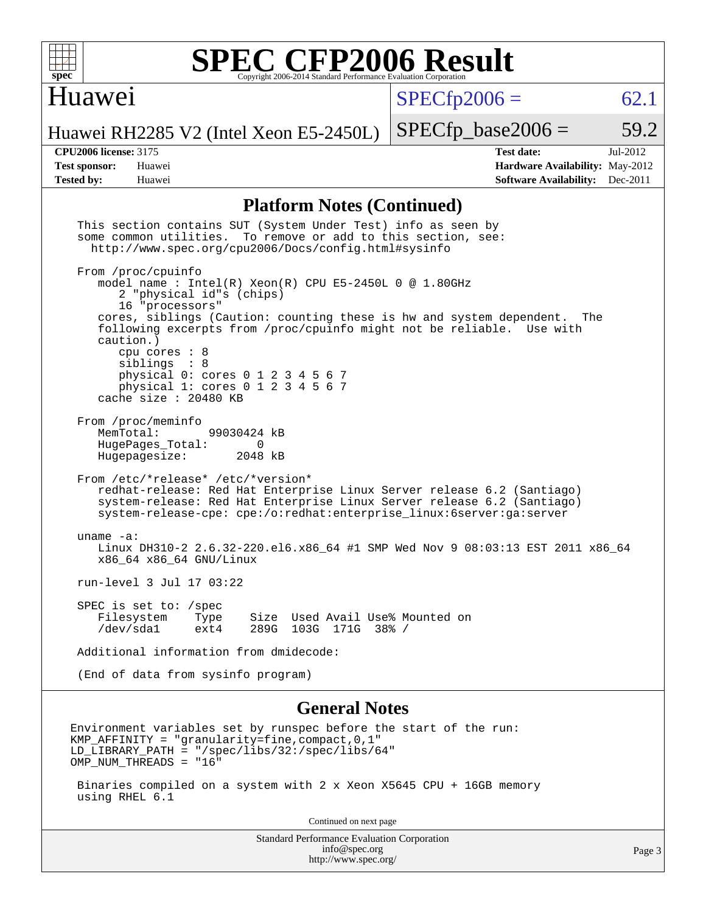## Platform Notes (Continued)

```
This section contains SUT (System Under Test) info as seen by
some common utilities.  To remove or add to this section, see:
  http://www.spec.org/cpu2006/Docs/config.html#sysinfo

From /proc/cpuinfo
   model name : Intel(R) Xeon(R) CPU E5-2450L 0 @ 1.80GHz
      2 "physical id"s (chips)
      16 "processors"
   cores, siblings (Caution: counting these is hw and system dependent.  The
   following excerpts from /proc/cpuinfo might not be reliable.  Use with
   caution.)
      cpu cores : 8
      siblings  : 8
      physical 0: cores 0 1 2 3 4 5 6 7
      physical 1: cores 0 1 2 3 4 5 6 7
   cache size : 20480 KB

From /proc/meminfo
   MemTotal:       99030424 kB
   HugePages_Total:       0
   Hugepagesize:       2048 kB

From /etc/*release* /etc/*version*
   redhat-release: Red Hat Enterprise Linux Server release 6.2 (Santiago)
   system-release: Red Hat Enterprise Linux Server release 6.2 (Santiago)
   system-release-cpe: cpe:/o:redhat:enterprise_linux:6server:ga:server

uname -a:
   Linux DH310-2 2.6.32-220.el6.x86_64 #1 SMP Wed Nov 9 08:03:13 EST 2011 x86_64
   x86_64 x86_64 GNU/Linux

run-level 3 Jul 17 03:22

SPEC is set to: /spec
   Filesystem    Type    Size  Used Avail Use% Mounted on
   /dev/sda1     ext4    289G  103G  171G  38% /

Additional information from dmidecode:

(End of data from sysinfo program)
```

## General Notes

```
Environment variables set by runspec before the start of the run:
KMP_AFFINITY = "granularity=fine,compact,0,1"
LD_LIBRARY_PATH = "/spec/libs/32:/spec/libs/64"
OMP_NUM_THREADS = "16"

 Binaries compiled on a system with 2 x Xeon X5645 CPU + 16GB memory
 using RHEL 6.1
```

Continued on next page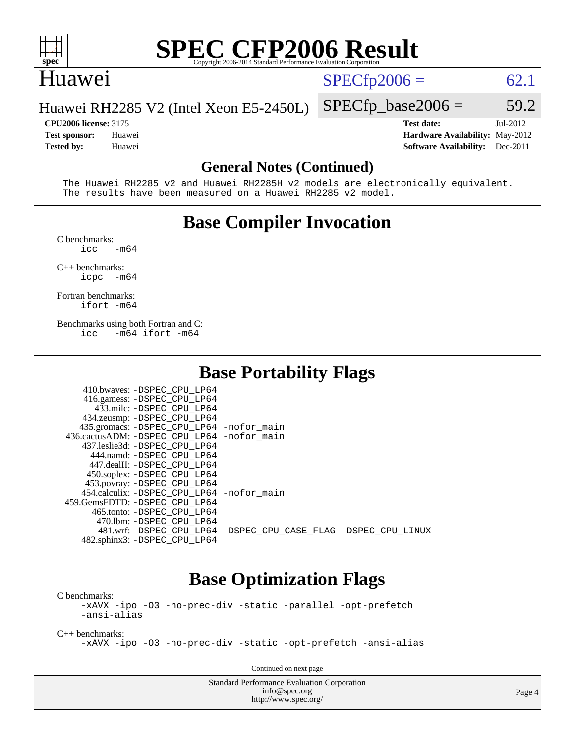# SPEC CFP2006 Result

Copyright 2006-2014 Standard Performance Evaluation Corporation

## Huawei

Huawei RH2285 V2 (Intel Xeon E5-2450L)

SPECfp2006 = 62.1

SPECfp_base2006 = 59.2

| | | | |
|---|---|---|---|
| **CPU2006 license:** 3175 | | **Test date:** | Jul-2012 |
| **Test sponsor:** | Huawei | **Hardware Availability:** | May-2012 |
| **Tested by:** | Huawei | **Software Availability:** | Dec-2011 |

### General Notes (Continued)

```
The Huawei RH2285 v2 and Huawei RH2285H v2 models are electronically equivalent.
The results have been measured on a Huawei RH2285 v2 model.
```

## Base Compiler Invocation

C benchmarks:
```
icc   -m64
```

C++ benchmarks:
```
icpc  -m64
```

Fortran benchmarks:
```
ifort -m64
```

Benchmarks using both Fortran and C:
```
icc   -m64 ifort -m64
```

## Base Portability Flags

| Benchmark | Flags |
|---|---|
| 410.bwaves: | -DSPEC_CPU_LP64 |
| 416.gamess: | -DSPEC_CPU_LP64 |
| 433.milc: | -DSPEC_CPU_LP64 |
| 434.zeusmp: | -DSPEC_CPU_LP64 |
| 435.gromacs: | -DSPEC_CPU_LP64 -nofor_main |
| 436.cactusADM: | -DSPEC_CPU_LP64 -nofor_main |
| 437.leslie3d: | -DSPEC_CPU_LP64 |
| 444.namd: | -DSPEC_CPU_LP64 |
| 447.dealII: | -DSPEC_CPU_LP64 |
| 450.soplex: | -DSPEC_CPU_LP64 |
| 453.povray: | -DSPEC_CPU_LP64 |
| 454.calculix: | -DSPEC_CPU_LP64 -nofor_main |
| 459.GemsFDTD: | -DSPEC_CPU_LP64 |
| 465.tonto: | -DSPEC_CPU_LP64 |
| 470.lbm: | -DSPEC_CPU_LP64 |
| 481.wrf: | -DSPEC_CPU_LP64 -DSPEC_CPU_CASE_FLAG -DSPEC_CPU_LINUX |
| 482.sphinx3: | -DSPEC_CPU_LP64 |

## Base Optimization Flags

C benchmarks:
```
-xAVX -ipo -O3 -no-prec-div -static -parallel -opt-prefetch
-ansi-alias
```

C++ benchmarks:
```
-xAVX -ipo -O3 -no-prec-div -static -opt-prefetch -ansi-alias
```

Continued on next page

Standard Performance Evaluation Corporation
info@spec.org
http://www.spec.org/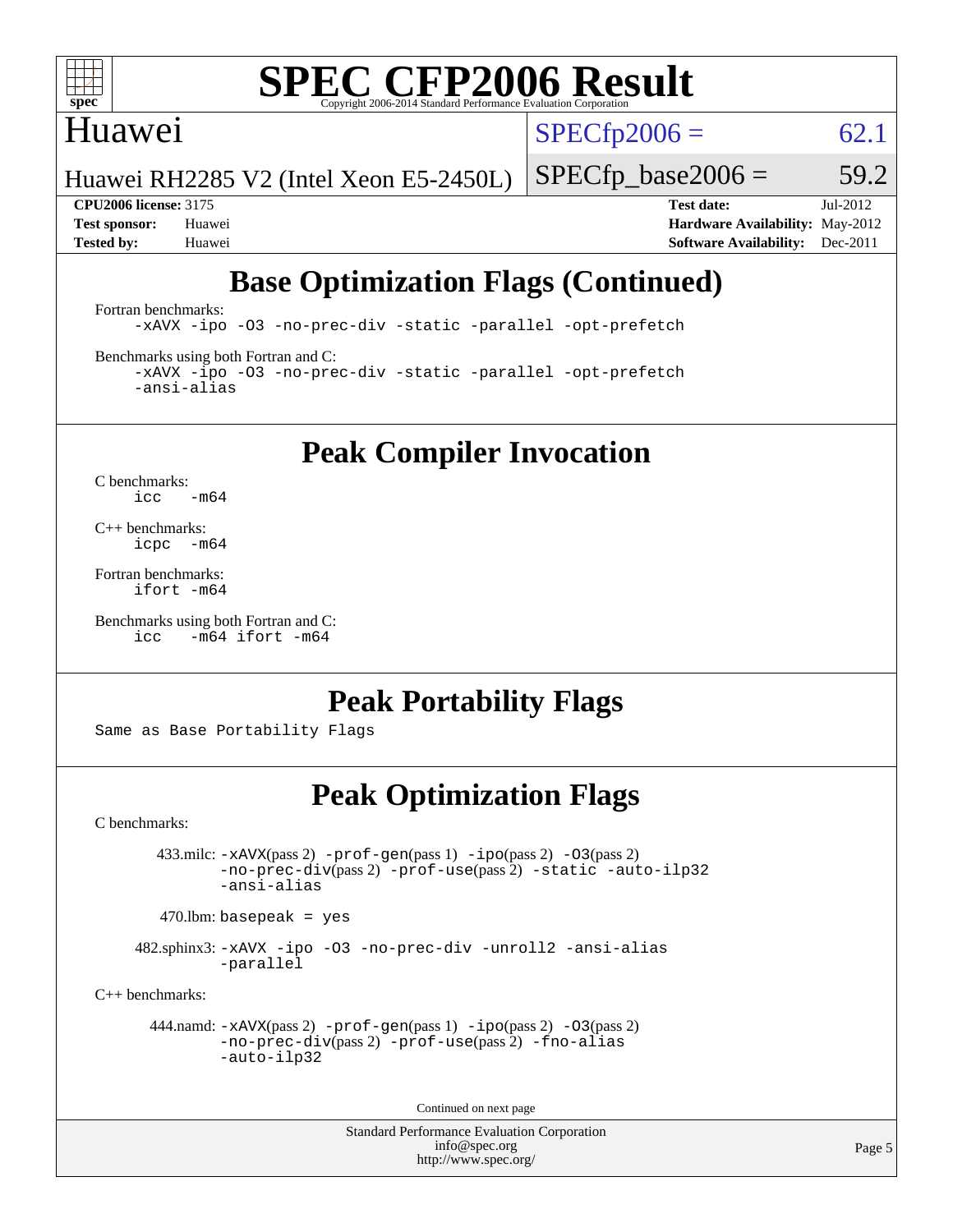# Base Optimization Flags (Continued)

Fortran benchmarks:

```
-xAVX -ipo -O3 -no-prec-div -static -parallel -opt-prefetch
```

Benchmarks using both Fortran and C:

```
-xAVX -ipo -O3 -no-prec-div -static -parallel -opt-prefetch
-ansi-alias
```

# Peak Compiler Invocation

C benchmarks:

```
icc   -m64
```

C++ benchmarks:

```
icpc  -m64
```

Fortran benchmarks:

```
ifort -m64
```

Benchmarks using both Fortran and C:

```
icc   -m64 ifort -m64
```

# Peak Portability Flags

Same as Base Portability Flags

# Peak Optimization Flags

C benchmarks:

433.milc: -xAVX(pass 2) -prof-gen(pass 1) -ipo(pass 2) -O3(pass 2) -no-prec-div(pass 2) -prof-use(pass 2) -static -auto-ilp32 -ansi-alias

470.lbm: basepeak = yes

482.sphinx3: -xAVX -ipo -O3 -no-prec-div -unroll2 -ansi-alias -parallel

C++ benchmarks:

444.namd: -xAVX(pass 2) -prof-gen(pass 1) -ipo(pass 2) -O3(pass 2) -no-prec-div(pass 2) -prof-use(pass 2) -fno-alias -auto-ilp32

Continued on next page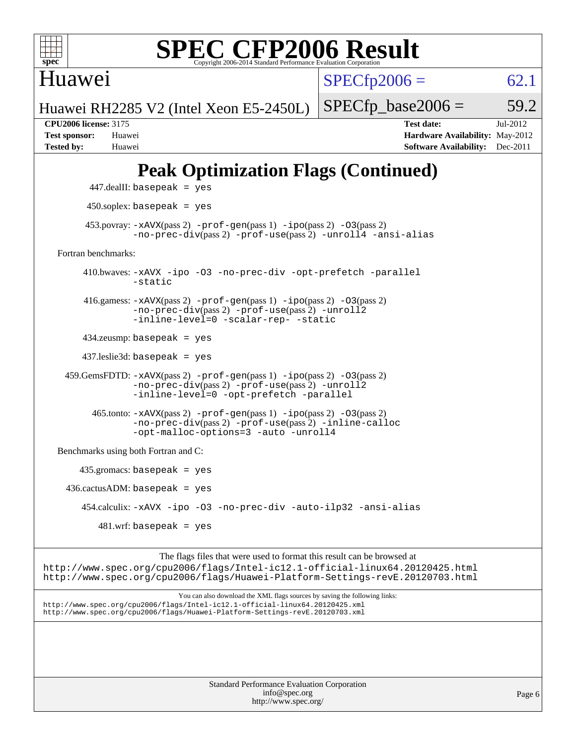# Peak Optimization Flags (Continued)

447.dealII: basepeak = yes

450.soplex: basepeak = yes

453.povray: -xAVX(pass 2) -prof-gen(pass 1) -ipo(pass 2) -O3(pass 2) -no-prec-div(pass 2) -prof-use(pass 2) -unroll4 -ansi-alias

Fortran benchmarks:

410.bwaves: -xAVX -ipo -O3 -no-prec-div -opt-prefetch -parallel -static

416.gamess: -xAVX(pass 2) -prof-gen(pass 1) -ipo(pass 2) -O3(pass 2) -no-prec-div(pass 2) -prof-use(pass 2) -unroll2 -inline-level=0 -scalar-rep- -static

434.zeusmp: basepeak = yes

437.leslie3d: basepeak = yes

459.GemsFDTD: -xAVX(pass 2) -prof-gen(pass 1) -ipo(pass 2) -O3(pass 2) -no-prec-div(pass 2) -prof-use(pass 2) -unroll2 -inline-level=0 -opt-prefetch -parallel

465.tonto: -xAVX(pass 2) -prof-gen(pass 1) -ipo(pass 2) -O3(pass 2) -no-prec-div(pass 2) -prof-use(pass 2) -inline-calloc -opt-malloc-options=3 -auto -unroll4

Benchmarks using both Fortran and C:

435.gromacs: basepeak = yes

436.cactusADM: basepeak = yes

454.calculix: -xAVX -ipo -O3 -no-prec-div -auto-ilp32 -ansi-alias

481.wrf: basepeak = yes

The flags files that were used to format this result can be browsed at
http://www.spec.org/cpu2006/flags/Intel-ic12.1-official-linux64.20120425.html
http://www.spec.org/cpu2006/flags/Huawei-Platform-Settings-revE.20120703.html

You can also download the XML flags sources by saving the following links:
http://www.spec.org/cpu2006/flags/Intel-ic12.1-official-linux64.20120425.xml
http://www.spec.org/cpu2006/flags/Huawei-Platform-Settings-revE.20120703.xml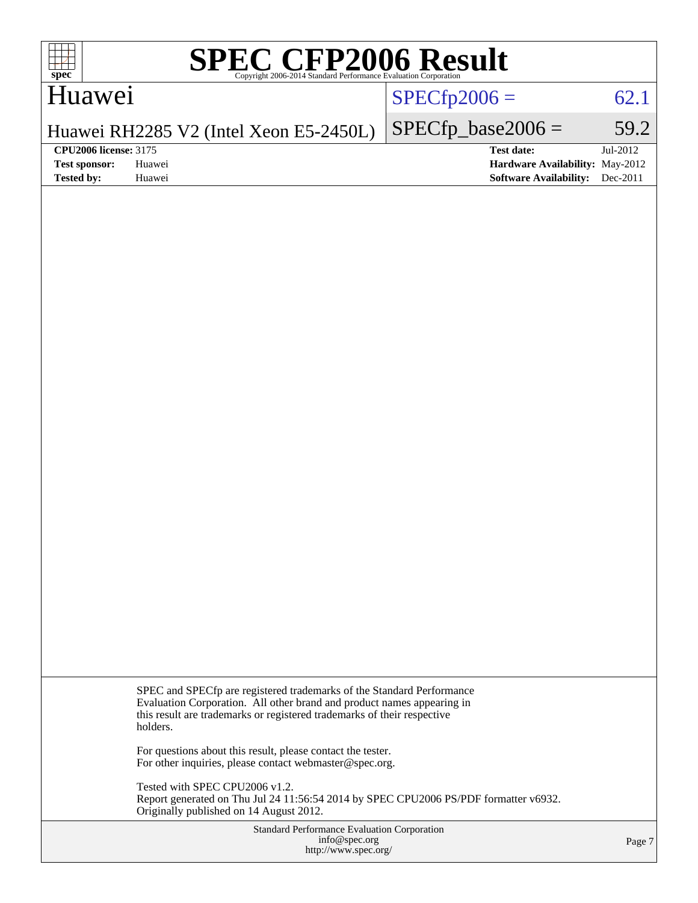SPEC and SPECfp are registered trademarks of the Standard Performance Evaluation Corporation. All other brand and product names appearing in this result are trademarks or registered trademarks of their respective holders.

For questions about this result, please contact the tester.
For other inquiries, please contact webmaster@spec.org.

Tested with SPEC CPU2006 v1.2.
Report generated on Thu Jul 24 11:56:54 2014 by SPEC CPU2006 PS/PDF formatter v6932.
Originally published on 14 August 2012.